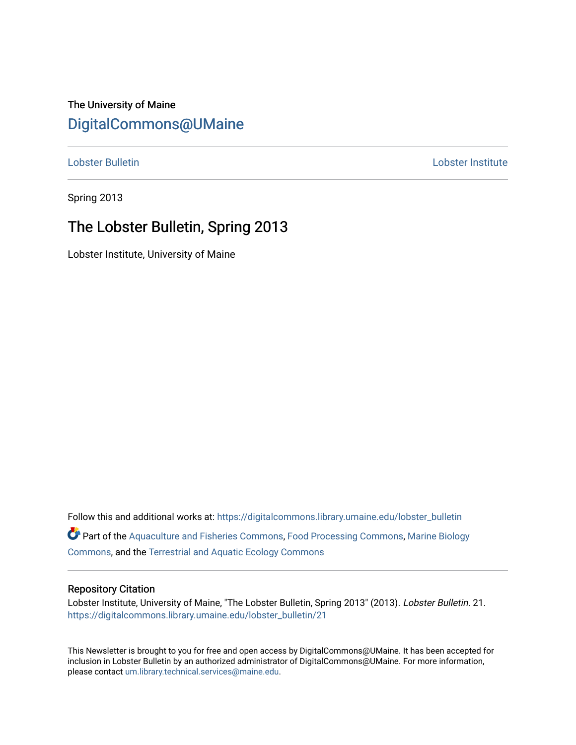The University of Maine

# DigitalCommons@UMaine

Lobster Bulletin | Lobster Institute

Spring 2013

## The Lobster Bulletin, Spring 2013

Lobster Institute, University of Maine

Follow this and additional works at: https://digitalcommons.library.umaine.edu/lobster_bulletin

Part of the Aquaculture and Fisheries Commons, Food Processing Commons, Marine Biology Commons, and the Terrestrial and Aquatic Ecology Commons

### Repository Citation

Lobster Institute, University of Maine, "The Lobster Bulletin, Spring 2013" (2013). *Lobster Bulletin*. 21.
https://digitalcommons.library.umaine.edu/lobster_bulletin/21

This Newsletter is brought to you for free and open access by DigitalCommons@UMaine. It has been accepted for inclusion in Lobster Bulletin by an authorized administrator of DigitalCommons@UMaine. For more information, please contact um.library.technical.services@maine.edu.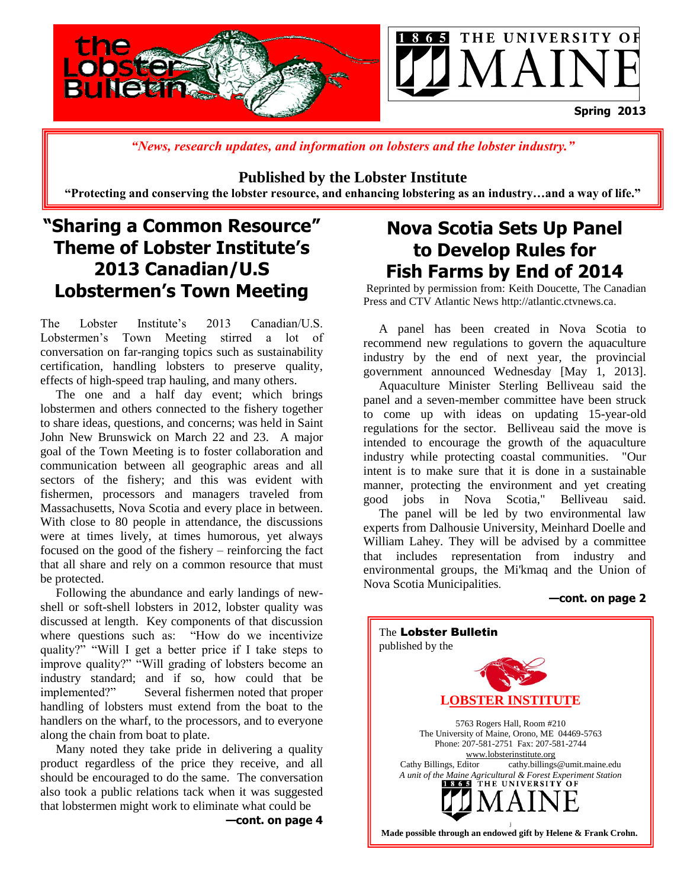the Lobster Bulletin

1865 THE UNIVERSITY OF MAINE

**Spring 2013**

*"News, research updates, and information on lobsters and the lobster industry."*

**Published by the Lobster Institute**

**"Protecting and conserving the lobster resource, and enhancing lobstering as an industry…and a way of life."**

# "Sharing a Common Resource" Theme of Lobster Institute's 2013 Canadian/U.S Lobstermen's Town Meeting

The Lobster Institute's 2013 Canadian/U.S. Lobstermen's Town Meeting stirred a lot of conversation on far-ranging topics such as sustainability certification, handling lobsters to preserve quality, effects of high-speed trap hauling, and many others.

The one and a half day event; which brings lobstermen and others connected to the fishery together to share ideas, questions, and concerns; was held in Saint John New Brunswick on March 22 and 23. A major goal of the Town Meeting is to foster collaboration and communication between all geographic areas and all sectors of the fishery; and this was evident with fishermen, processors and managers traveled from Massachusetts, Nova Scotia and every place in between. With close to 80 people in attendance, the discussions were at times lively, at times humorous, yet always focused on the good of the fishery – reinforcing the fact that all share and rely on a common resource that must be protected.

Following the abundance and early landings of new-shell or soft-shell lobsters in 2012, lobster quality was discussed at length. Key components of that discussion where questions such as: "How do we incentivize quality?" "Will I get a better price if I take steps to improve quality?" "Will grading of lobsters become an industry standard; and if so, how could that be implemented?" Several fishermen noted that proper handling of lobsters must extend from the boat to the handlers on the wharf, to the processors, and to everyone along the chain from boat to plate.

Many noted they take pride in delivering a quality product regardless of the price they receive, and all should be encouraged to do the same. The conversation also took a public relations tack when it was suggested that lobstermen might work to eliminate what could be

**—cont. on page 4**

# Nova Scotia Sets Up Panel to Develop Rules for Fish Farms by End of 2014

Reprinted by permission from: Keith Doucette, The Canadian Press and CTV Atlantic News http://atlantic.ctvnews.ca.

A panel has been created in Nova Scotia to recommend new regulations to govern the aquaculture industry by the end of next year, the provincial government announced Wednesday [May 1, 2013].

Aquaculture Minister Sterling Belliveau said the panel and a seven-member committee have been struck to come up with ideas on updating 15-year-old regulations for the sector. Belliveau said the move is intended to encourage the growth of the aquaculture industry while protecting coastal communities. "Our intent is to make sure that it is done in a sustainable manner, protecting the environment and yet creating good jobs in Nova Scotia," Belliveau said.

The panel will be led by two environmental law experts from Dalhousie University, Meinhard Doelle and William Lahey. They will be advised by a committee that includes representation from industry and environmental groups, the Mi'kmaq and the Union of Nova Scotia Municipalities.

**—cont. on page 2**

---

The **Lobster Bulletin** published by the

**LOBSTER INSTITUTE**

5763 Rogers Hall, Room #210
The University of Maine, Orono, ME 04469-5763
Phone: 207-581-2751 Fax: 207-581-2744
www.lobsterinstitute.org
Cathy Billings, Editor cathy.billings@umit.maine.edu
*A unit of the Maine Agricultural & Forest Experiment Station*
1865 THE UNIVERSITY OF MAINE

**Made possible through an endowed gift by Helene & Frank Crohn.**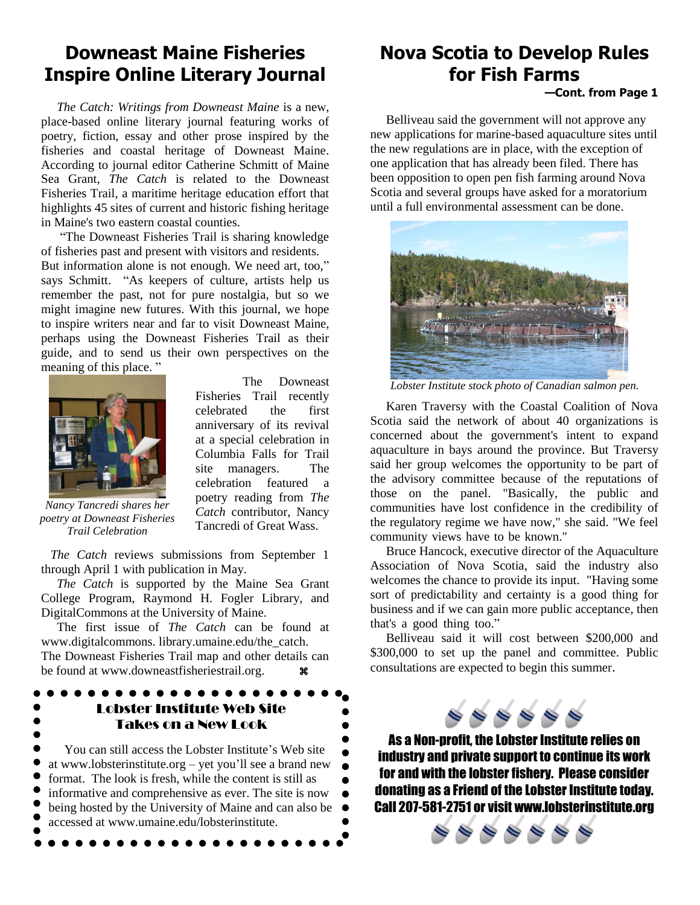## Downeast Maine Fisheries Inspire Online Literary Journal

*The Catch: Writings from Downeast Maine* is a new, place-based online literary journal featuring works of poetry, fiction, essay and other prose inspired by the fisheries and coastal heritage of Downeast Maine. According to journal editor Catherine Schmitt of Maine Sea Grant, *The Catch* is related to the Downeast Fisheries Trail, a maritime heritage education effort that highlights 45 sites of current and historic fishing heritage in Maine's two eastern coastal counties.

"The Downeast Fisheries Trail is sharing knowledge of fisheries past and present with visitors and residents. But information alone is not enough. We need art, too," says Schmitt. "As keepers of culture, artists help us remember the past, not for pure nostalgia, but so we might imagine new futures. With this journal, we hope to inspire writers near and far to visit Downeast Maine, perhaps using the Downeast Fisheries Trail as their guide, and to send us their own perspectives on the meaning of this place."

*Nancy Tancredi shares her poetry at Downeast Fisheries Trail Celebration*

The Downeast Fisheries Trail recently celebrated the first anniversary of its revival at a special celebration in Columbia Falls for Trail site managers. The celebration featured a poetry reading from *The Catch* contributor, Nancy Tancredi of Great Wass.

*The Catch* reviews submissions from September 1 through April 1 with publication in May.

*The Catch* is supported by the Maine Sea Grant College Program, Raymond H. Fogler Library, and DigitalCommons at the University of Maine.

The first issue of *The Catch* can be found at www.digitalcommons. library.umaine.edu/the_catch. The Downeast Fisheries Trail map and other details can be found at www.downeastfisheriestrail.org. ⌘

### Lobster Institute Web Site Takes on a New Look

You can still access the Lobster Institute's Web site at www.lobsterinstitute.org – yet you'll see a brand new format. The look is fresh, while the content is still as informative and comprehensive as ever. The site is now being hosted by the University of Maine and can also be accessed at www.umaine.edu/lobsterinstitute.

## Nova Scotia to Develop Rules for Fish Farms

**—Cont. from Page 1**

Belliveau said the government will not approve any new applications for marine-based aquaculture sites until the new regulations are in place, with the exception of one application that has already been filed. There has been opposition to open pen fish farming around Nova Scotia and several groups have asked for a moratorium until a full environmental assessment can be done.

*Lobster Institute stock photo of Canadian salmon pen.*

Karen Traversy with the Coastal Coalition of Nova Scotia said the network of about 40 organizations is concerned about the government's intent to expand aquaculture in bays around the province. But Traversy said her group welcomes the opportunity to be part of the advisory committee because of the reputations of those on the panel. "Basically, the public and communities have lost confidence in the credibility of the regulatory regime we have now," she said. "We feel community views have to be known."

Bruce Hancock, executive director of the Aquaculture Association of Nova Scotia, said the industry also welcomes the chance to provide its input. "Having some sort of predictability and certainty is a good thing for business and if we can gain more public acceptance, then that's a good thing too."

Belliveau said it will cost between $200,000 and $300,000 to set up the panel and committee. Public consultations are expected to begin this summer.

**As a Non-profit, the Lobster Institute relies on industry and private support to continue its work for and with the lobster fishery. Please consider donating as a Friend of the Lobster Institute today. Call 207-581-2751 or visit www.lobsterinstitute.org**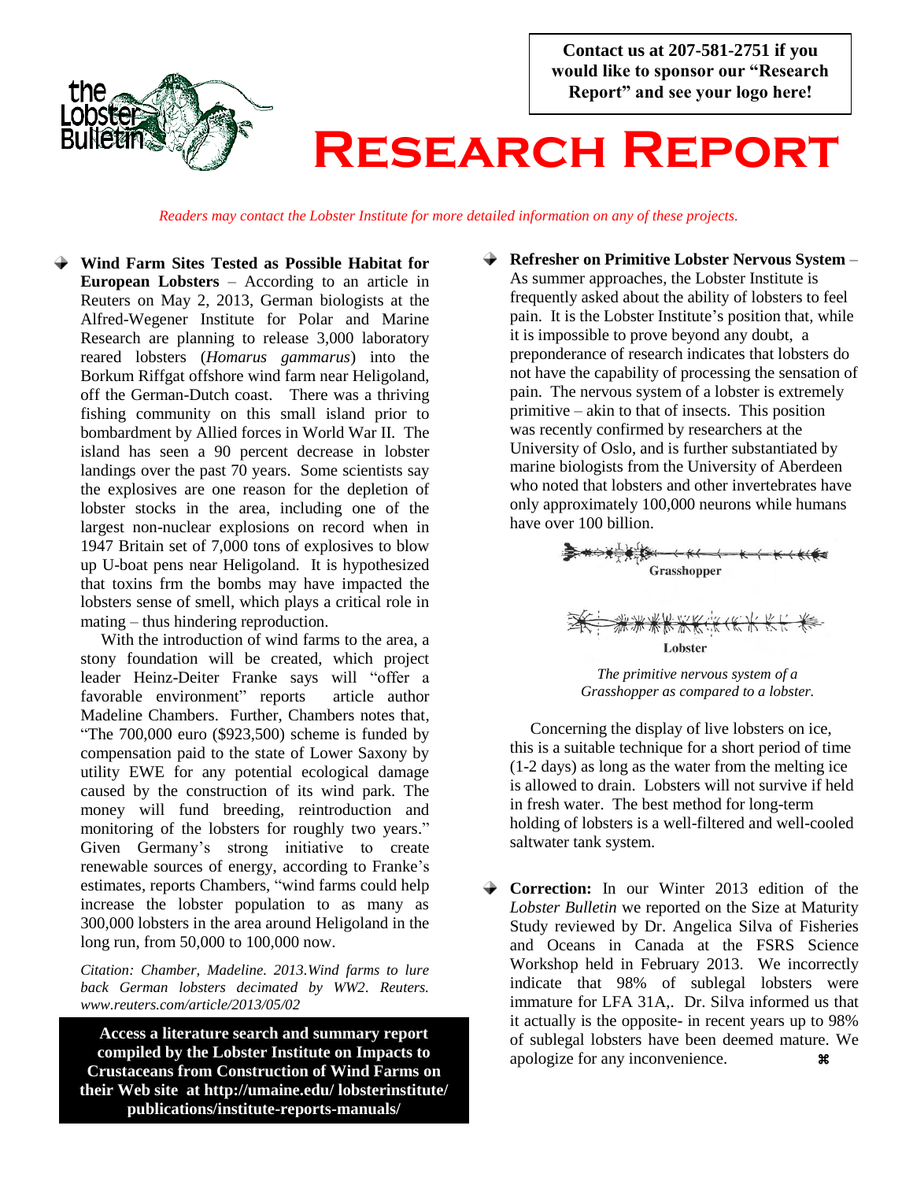Contact us at 207-581-2751 if you would like to sponsor our "Research Report" and see your logo here!

# Research Report

*Readers may contact the Lobster Institute for more detailed information on any of these projects.*

- **Wind Farm Sites Tested as Possible Habitat for European Lobsters** – According to an article in Reuters on May 2, 2013, German biologists at the Alfred-Wegener Institute for Polar and Marine Research are planning to release 3,000 laboratory reared lobsters (*Homarus gammarus*) into the Borkum Riffgat offshore wind farm near Heligoland, off the German-Dutch coast. There was a thriving fishing community on this small island prior to bombardment by Allied forces in World War II. The island has seen a 90 percent decrease in lobster landings over the past 70 years. Some scientists say the explosives are one reason for the depletion of lobster stocks in the area, including one of the largest non-nuclear explosions on record when in 1947 Britain set of 7,000 tons of explosives to blow up U-boat pens near Heligoland. It is hypothesized that toxins frm the bombs may have impacted the lobsters sense of smell, which plays a critical role in mating – thus hindering reproduction.

  With the introduction of wind farms to the area, a stony foundation will be created, which project leader Heinz-Deiter Franke says will "offer a favorable environment" reports article author Madeline Chambers. Further, Chambers notes that, "The 700,000 euro ($923,500) scheme is funded by compensation paid to the state of Lower Saxony by utility EWE for any potential ecological damage caused by the construction of its wind park. The money will fund breeding, reintroduction and monitoring of the lobsters for roughly two years." Given Germany's strong initiative to create renewable sources of energy, according to Franke's estimates, reports Chambers, "wind farms could help increase the lobster population to as many as 300,000 lobsters in the area around Heligoland in the long run, from 50,000 to 100,000 now.

  *Citation: Chamber, Madeline. 2013.Wind farms to lure back German lobsters decimated by WW2. Reuters. www.reuters.com/article/2013/05/02*

**Access a literature search and summary report compiled by the Lobster Institute on Impacts to Crustaceans from Construction of Wind Farms on their Web site at http://umaine.edu/ lobsterinstitute/ publications/institute-reports-manuals/**

- **Refresher on Primitive Lobster Nervous System** – As summer approaches, the Lobster Institute is frequently asked about the ability of lobsters to feel pain. It is the Lobster Institute's position that, while it is impossible to prove beyond any doubt, a preponderance of research indicates that lobsters do not have the capability of processing the sensation of pain. The nervous system of a lobster is extremely primitive – akin to that of insects. This position was recently confirmed by researchers at the University of Oslo, and is further substantiated by marine biologists from the University of Aberdeen who noted that lobsters and other invertebrates have only approximately 100,000 neurons while humans have over 100 billion.

  Grasshopper

  Lobster

  *The primitive nervous system of a Grasshopper as compared to a lobster.*

  Concerning the display of live lobsters on ice, this is a suitable technique for a short period of time (1-2 days) as long as the water from the melting ice is allowed to drain. Lobsters will not survive if held in fresh water. The best method for long-term holding of lobsters is a well-filtered and well-cooled saltwater tank system.

- **Correction:** In our Winter 2013 edition of the *Lobster Bulletin* we reported on the Size at Maturity Study reviewed by Dr. Angelica Silva of Fisheries and Oceans in Canada at the FSRS Science Workshop held in February 2013. We incorrectly indicate that 98% of sublegal lobsters were immature for LFA 31A,. Dr. Silva informed us that it actually is the opposite- in recent years up to 98% of sublegal lobsters have been deemed mature. We apologize for any inconvenience. ⌘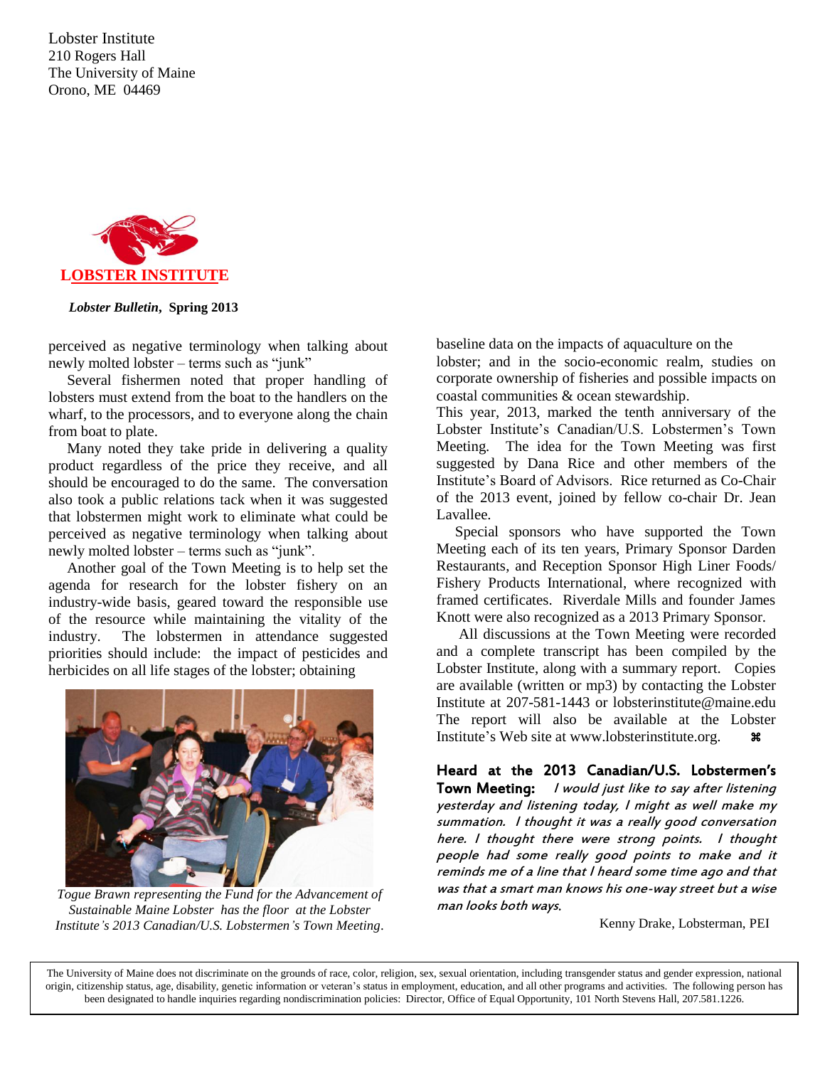Lobster Institute
210 Rogers Hall
The University of Maine
Orono, ME 04469

**LOBSTER INSTITUTE**

***Lobster Bulletin*, Spring 2013**

perceived as negative terminology when talking about newly molted lobster – terms such as "junk"

Several fishermen noted that proper handling of lobsters must extend from the boat to the handlers on the wharf, to the processors, and to everyone along the chain from boat to plate.

Many noted they take pride in delivering a quality product regardless of the price they receive, and all should be encouraged to do the same. The conversation also took a public relations tack when it was suggested that lobstermen might work to eliminate what could be perceived as negative terminology when talking about newly molted lobster – terms such as "junk".

Another goal of the Town Meeting is to help set the agenda for research for the lobster fishery on an industry-wide basis, geared toward the responsible use of the resource while maintaining the vitality of the industry. The lobstermen in attendance suggested priorities should include: the impact of pesticides and herbicides on all life stages of the lobster; obtaining baseline data on the impacts of aquaculture on the lobster; and in the socio-economic realm, studies on corporate ownership of fisheries and possible impacts on coastal communities & ocean stewardship.

*Togue Brawn representing the Fund for the Advancement of Sustainable Maine Lobster has the floor at the Lobster Institute's 2013 Canadian/U.S. Lobstermen's Town Meeting.*

This year, 2013, marked the tenth anniversary of the Lobster Institute's Canadian/U.S. Lobstermen's Town Meeting. The idea for the Town Meeting was first suggested by Dana Rice and other members of the Institute's Board of Advisors. Rice returned as Co-Chair of the 2013 event, joined by fellow co-chair Dr. Jean Lavallee.

Special sponsors who have supported the Town Meeting each of its ten years, Primary Sponsor Darden Restaurants, and Reception Sponsor High Liner Foods/ Fishery Products International, where recognized with framed certificates. Riverdale Mills and founder James Knott were also recognized as a 2013 Primary Sponsor.

All discussions at the Town Meeting were recorded and a complete transcript has been compiled by the Lobster Institute, along with a summary report. Copies are available (written or mp3) by contacting the Lobster Institute at 207-581-1443 or lobsterinstitute@maine.edu The report will also be available at the Lobster Institute's Web site at www.lobsterinstitute.org. ⌘

**Heard at the 2013 Canadian/U.S. Lobstermen's Town Meeting:** *I would just like to say after listening yesterday and listening today, I might as well make my summation. I thought it was a really good conversation here. I thought there were strong points. I thought people had some really good points to make and it reminds me of a line that I heard some time ago and that was that a smart man knows his one-way street but a wise man looks both ways.*

Kenny Drake, Lobsterman, PEI

The University of Maine does not discriminate on the grounds of race, color, religion, sex, sexual orientation, including transgender status and gender expression, national origin, citizenship status, age, disability, genetic information or veteran's status in employment, education, and all other programs and activities. The following person has been designated to handle inquiries regarding nondiscrimination policies: Director, Office of Equal Opportunity, 101 North Stevens Hall, 207.581.1226.